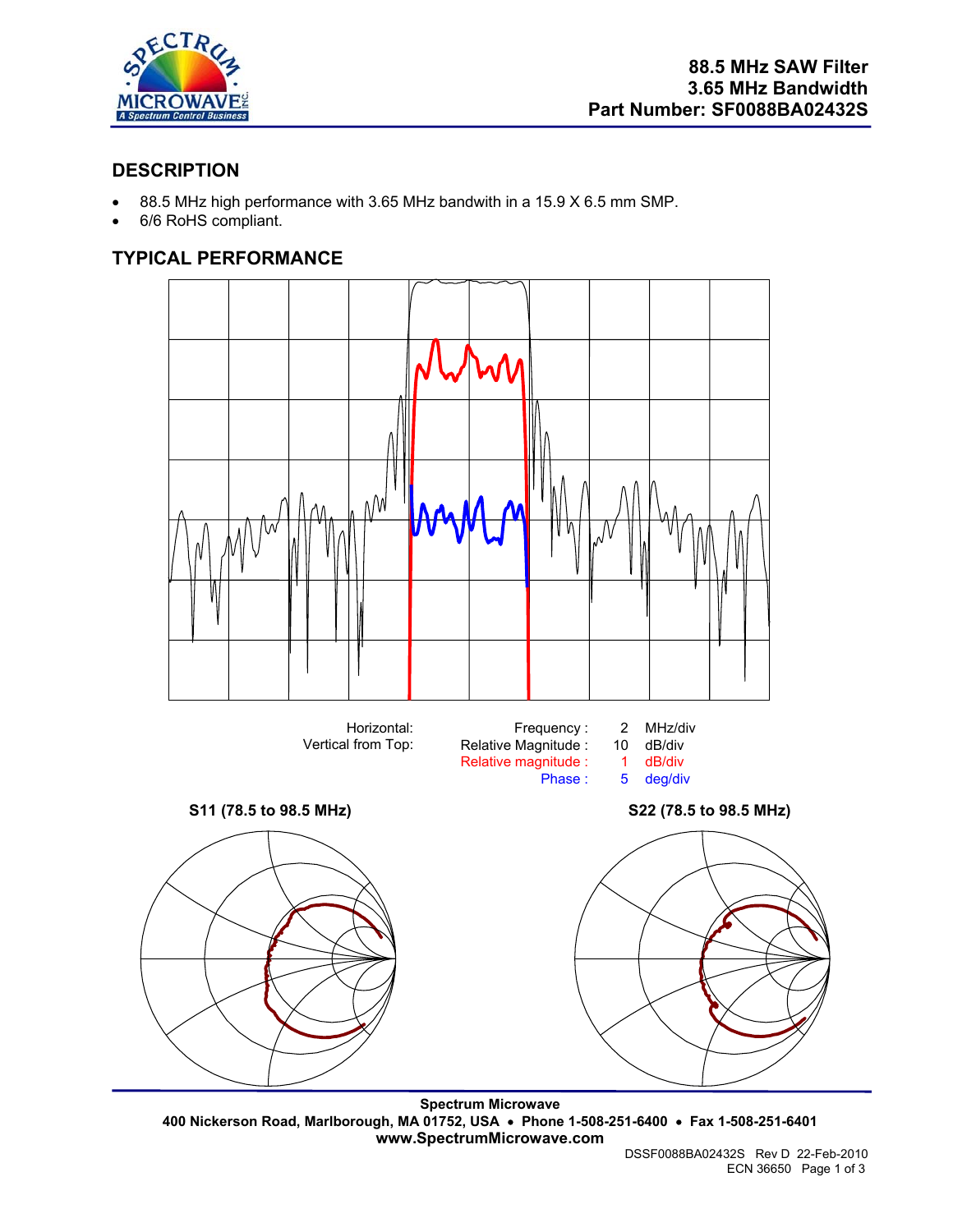**88.5 MHz SAW Filter**
**3.65 MHz Bandwidth**
**Part Number: SF0088BA02432S**

## DESCRIPTION

- 88.5 MHz high performance with 3.65 MHz bandwith in a 15.9 X 6.5 mm SMP.
- 6/6 RoHS compliant.

## TYPICAL PERFORMANCE

Horizontal: Frequency : 2 MHz/div
Vertical from Top: Relative Magnitude : 10 dB/div
Relative magnitude : 1 dB/div
Phase : 5 deg/div

**S11 (78.5 to 98.5 MHz)**

**S22 (78.5 to 98.5 MHz)**

**Spectrum Microwave**
**400 Nickerson Road, Marlborough, MA 01752, USA • Phone 1-508-251-6400 • Fax 1-508-251-6401**
**www.SpectrumMicrowave.com**

DSSF0088BA02432S Rev D 22-Feb-2010
ECN 36650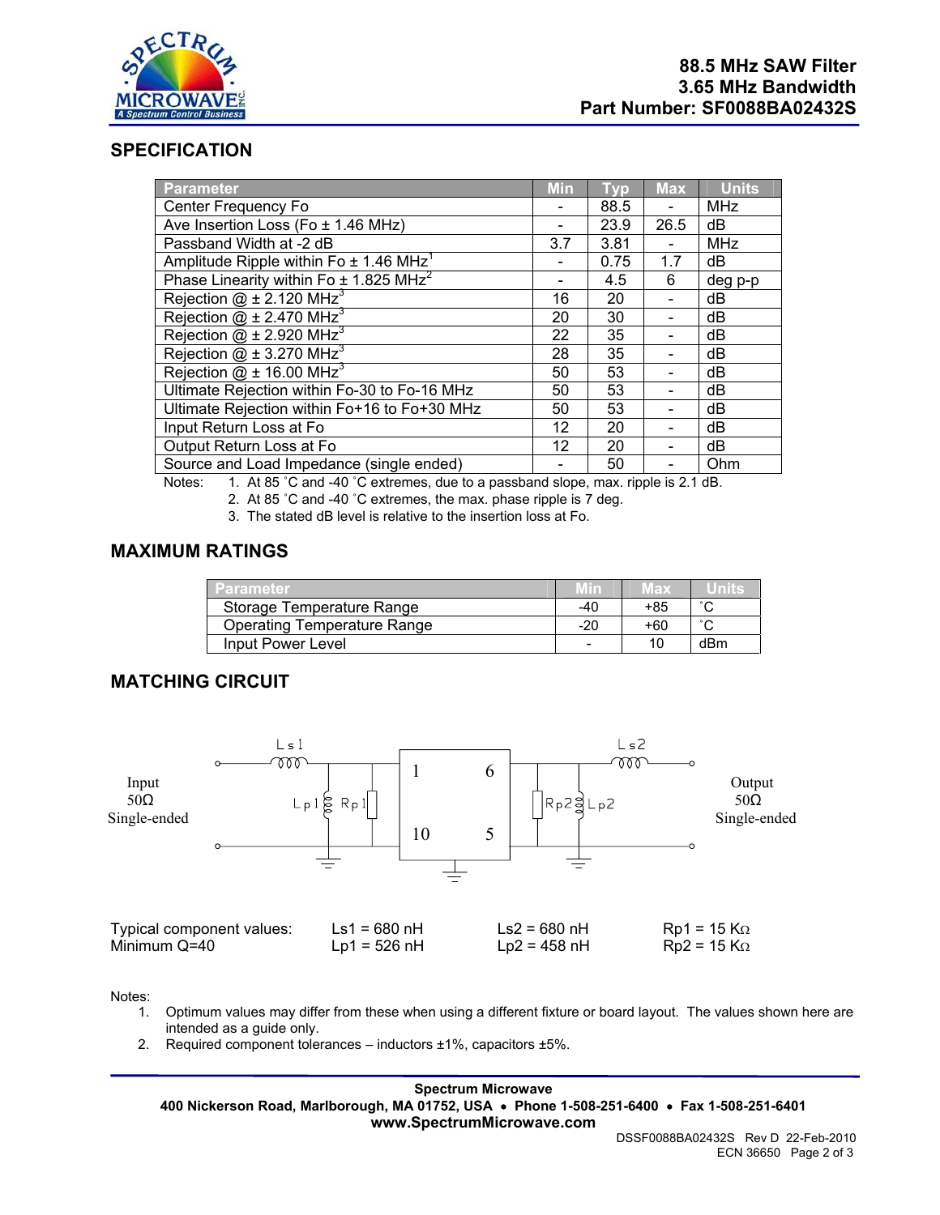**88.5 MHz SAW Filter**
**3.65 MHz Bandwidth**
**Part Number: SF0088BA02432S**

## SPECIFICATION

| Parameter | Min | Typ | Max | Units |
|---|---|---|---|---|
| Center Frequency Fo | - | 88.5 | - | MHz |
| Ave Insertion Loss (Fo ± 1.46 MHz) | - | 23.9 | 26.5 | dB |
| Passband Width at -2 dB | 3.7 | 3.81 | - | MHz |
| Amplitude Ripple within Fo ± 1.46 MHz[1] | - | 0.75 | 1.7 | dB |
| Phase Linearity within Fo ± 1.825 MHz[2] | - | 4.5 | 6 | deg p-p |
| Rejection @ ± 2.120 MHz[3] | 16 | 20 | - | dB |
| Rejection @ ± 2.470 MHz[3] | 20 | 30 | - | dB |
| Rejection @ ± 2.920 MHz[3] | 22 | 35 | - | dB |
| Rejection @ ± 3.270 MHz[3] | 28 | 35 | - | dB |
| Rejection @ ± 16.00 MHz[3] | 50 | 53 | - | dB |
| Ultimate Rejection within Fo-30 to Fo-16 MHz | 50 | 53 | - | dB |
| Ultimate Rejection within Fo+16 to Fo+30 MHz | 50 | 53 | - | dB |
| Input Return Loss at Fo | 12 | 20 | - | dB |
| Output Return Loss at Fo | 12 | 20 | - | dB |
| Source and Load Impedance (single ended) | - | 50 | - | Ohm |

Notes:
1. At 85 ˚C and -40 ˚C extremes, due to a passband slope, max. ripple is 2.1 dB.
2. At 85 ˚C and -40 ˚C extremes, the max. phase ripple is 7 deg.
3. The stated dB level is relative to the insertion loss at Fo.

## MAXIMUM RATINGS

| Parameter | Min | Max | Units |
|---|---|---|---|
| Storage Temperature Range | -40 | +85 | ˚C |
| Operating Temperature Range | -20 | +60 | ˚C |
| Input Power Level | - | 10 | dBm |

## MATCHING CIRCUIT

Input
50Ω
Single-ended

Ls1
Lp1
Rp1
1
6
10
5
Rp2
Lp2
Ls2

Output
50Ω
Single-ended

| | | | |
|---|---|---|---|
| Typical component values: | Ls1 = 680 nH | Ls2 = 680 nH | Rp1 = 15 KΩ |
| Minimum Q=40 | Lp1 = 526 nH | Lp2 = 458 nH | Rp2 = 15 KΩ |

Notes:
1. Optimum values may differ from these when using a different fixture or board layout. The values shown here are intended as a guide only.
2. Required component tolerances – inductors ±1%, capacitors ±5%.

**Spectrum Microwave**
**400 Nickerson Road, Marlborough, MA 01752, USA • Phone 1-508-251-6400 • Fax 1-508-251-6401**
**www.SpectrumMicrowave.com**

DSSF0088BA02432S Rev D 22-Feb-2010
ECN 36650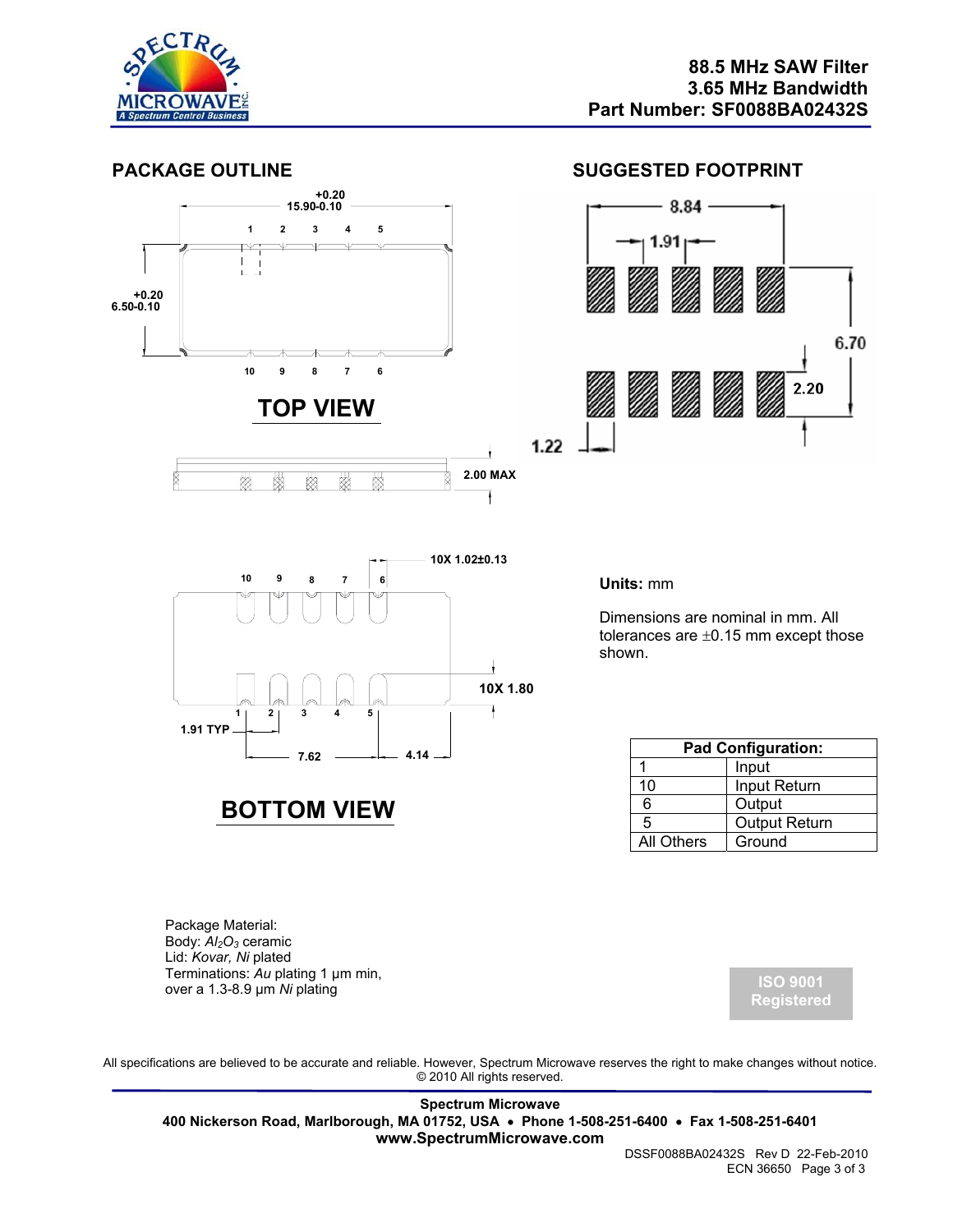88.5 MHz SAW Filter
3.65 MHz Bandwidth
Part Number: SF0088BA02432S

## PACKAGE OUTLINE

+0.20
15.90-0.10

1 2 3 4 5

+0.20
6.50-0.10

10 9 8 7 6

TOP VIEW

2.00 MAX

10X 1.02±0.13

10 9 8 7 6

10X 1.80

1 2 3 4 5

1.91 TYP

7.62

4.14

BOTTOM VIEW

## SUGGESTED FOOTPRINT

8.84

1.91

6.70

2.20

1.22

**Units:** mm

Dimensions are nominal in mm. All tolerances are ±0.15 mm except those shown.

| Pad Configuration: | |
|---|---|
| 1 | Input |
| 10 | Input Return |
| 6 | Output |
| 5 | Output Return |
| All Others | Ground |

Package Material:
Body: *$Al_2O_3$* ceramic
Lid: *Kovar, Ni* plated
Terminations: *Au* plating 1 µm min,
over a 1.3-8.9 µm *Ni* plating

ISO 9001 Registered

All specifications are believed to be accurate and reliable. However, Spectrum Microwave reserves the right to make changes without notice.
© 2010 All rights reserved.

**Spectrum Microwave**
**400 Nickerson Road, Marlborough, MA 01752, USA • Phone 1-508-251-6400 • Fax 1-508-251-6401**
**www.SpectrumMicrowave.com**

DSSF0088BA02432S Rev D 22-Feb-2010
ECN 36650